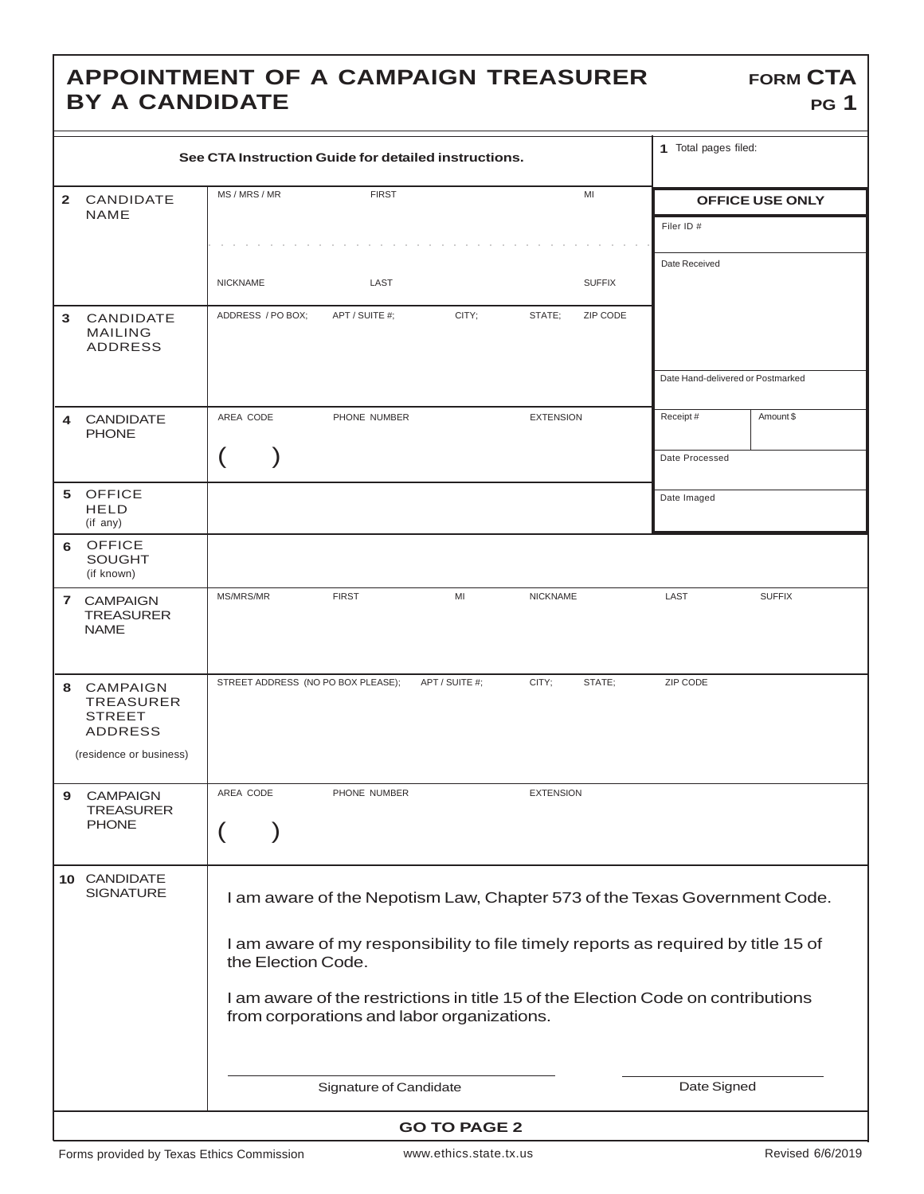# APPOINTMENT OF A CAMPAIGN TREASURER BY A CANDIDATE

**FORM CTA**
**PG 1**

| | See CTA Instruction Guide for detailed instructions. | **1** Total pages filed: |
|---|---|---|
| **2** CANDIDATE NAME | MS / MRS / MR · FIRST · MI<br>NICKNAME · LAST · SUFFIX | **OFFICE USE ONLY**<br>Filer ID #<br>Date Received |
| **3** CANDIDATE MAILING ADDRESS | ADDRESS / PO BOX; · APT / SUITE #; · CITY; · STATE; · ZIP CODE | Date Hand-delivered or Postmarked |
| **4** CANDIDATE PHONE | AREA CODE · PHONE NUMBER · EXTENSION<br>( ) | Receipt # · Amount $<br>Date Processed |
| **5** OFFICE HELD (if any) | | Date Imaged |
| **6** OFFICE SOUGHT (if known) | | |
| **7** CAMPAIGN TREASURER NAME | MS/MRS/MR · FIRST · MI · NICKNAME · LAST · SUFFIX | |
| **8** CAMPAIGN TREASURER STREET ADDRESS (residence or business) | STREET ADDRESS (NO PO BOX PLEASE); · APT / SUITE #; · CITY; · STATE; · ZIP CODE | |
| **9** CAMPAIGN TREASURER PHONE | AREA CODE · PHONE NUMBER · EXTENSION<br>( ) | |

**10** CANDIDATE SIGNATURE

I am aware of the Nepotism Law, Chapter 573 of the Texas Government Code.

I am aware of my responsibility to file timely reports as required by title 15 of the Election Code.

I am aware of the restrictions in title 15 of the Election Code on contributions from corporations and labor organizations.

Signature of Candidate ______________________ Date Signed ______________

**GO TO PAGE 2**

Forms provided by Texas Ethics Commission · www.ethics.state.tx.us · Revised 6/6/2019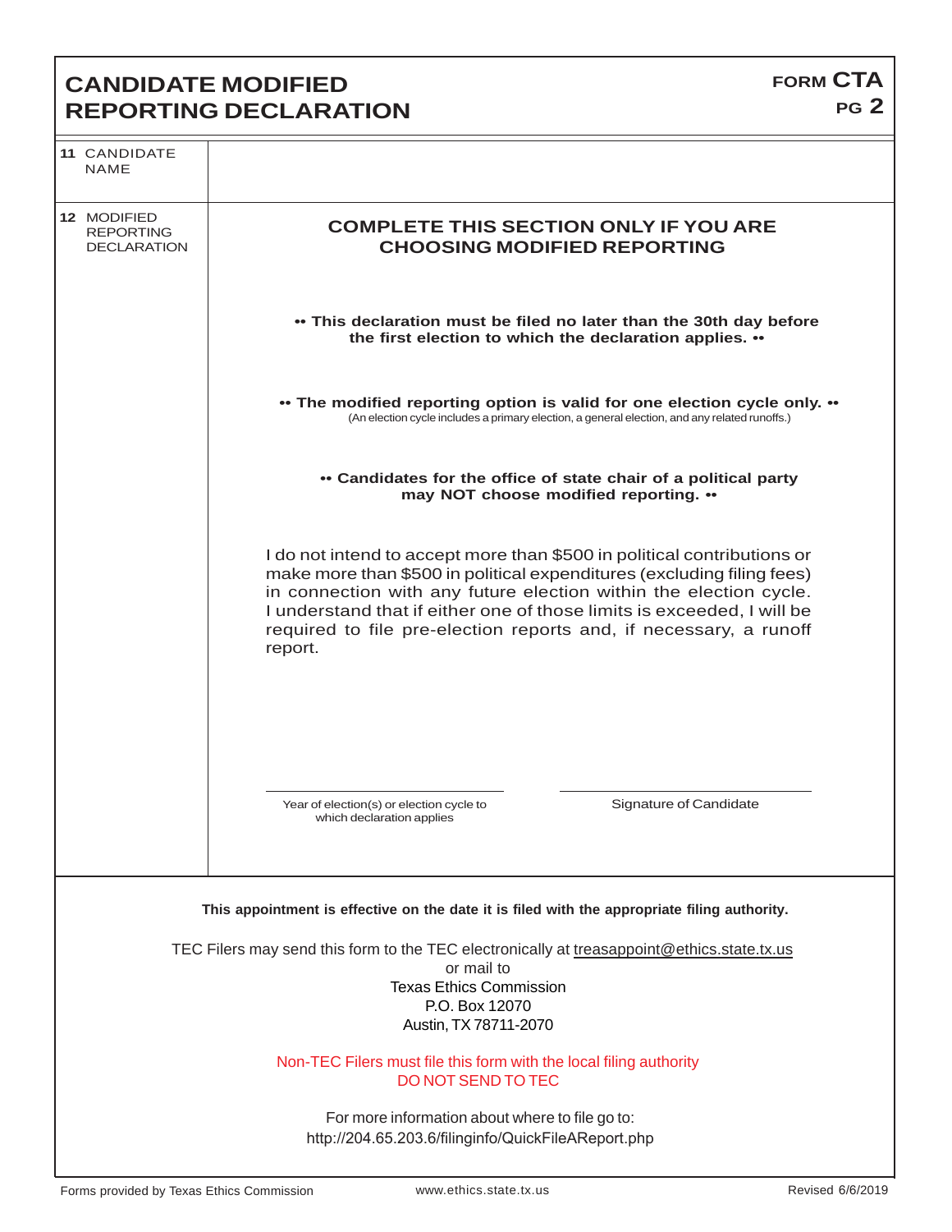# CANDIDATE MODIFIED REPORTING DECLARATION

**FORM CTA**
**PG 2**

| | |
|---|---|
| **11** CANDIDATE NAME | |
| **12** MODIFIED REPORTING DECLARATION | **COMPLETE THIS SECTION ONLY IF YOU ARE CHOOSING MODIFIED REPORTING** |

**•• This declaration must be filed no later than the 30th day before the first election to which the declaration applies. ••**

**•• The modified reporting option is valid for one election cycle only. ••**
(An election cycle includes a primary election, a general election, and any related runoffs.)

**•• Candidates for the office of state chair of a political party may NOT choose modified reporting. ••**

I do not intend to accept more than $500 in political contributions or make more than $500 in political expenditures (excluding filing fees) in connection with any future election within the election cycle. I understand that if either one of those limits is exceeded, I will be required to file pre-election reports and, if necessary, a runoff report.

Year of election(s) or election cycle to which declaration applies

Signature of Candidate

**This appointment is effective on the date it is filed with the appropriate filing authority.**

TEC Filers may send this form to the TEC electronically at treasappoint@ethics.state.tx.us
or mail to
Texas Ethics Commission
P.O. Box 12070
Austin, TX 78711-2070

Non-TEC Filers must file this form with the local filing authority
DO NOT SEND TO TEC

For more information about where to file go to:
http://204.65.203.6/filinginfo/QuickFileAReport.php

Forms provided by Texas Ethics Commission    www.ethics.state.tx.us    Revised 6/6/2019